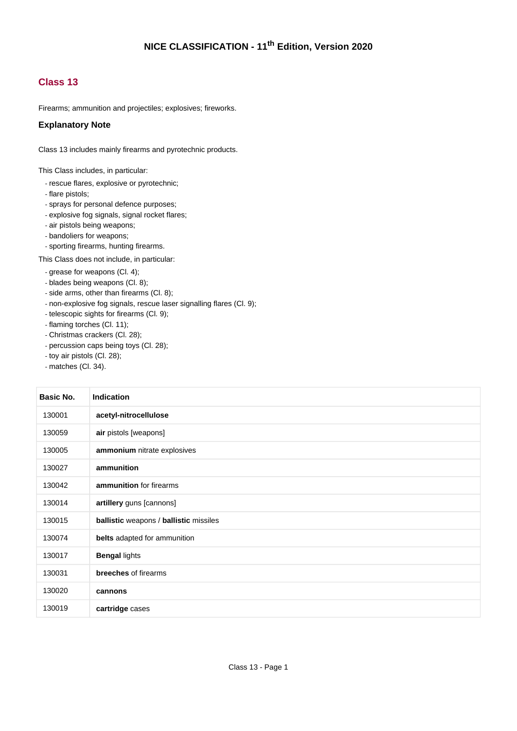# NICE CLASSIFICATION - 11th Edition, Version 2020

## Class 13

Firearms; ammunition and projectiles; explosives; fireworks.

### Explanatory Note

Class 13 includes mainly firearms and pyrotechnic products.

This Class includes, in particular:

- rescue flares, explosive or pyrotechnic;
- flare pistols;
- sprays for personal defence purposes;
- explosive fog signals, signal rocket flares;
- air pistols being weapons;
- bandoliers for weapons;
- sporting firearms, hunting firearms.

This Class does not include, in particular:

- grease for weapons (Cl. 4);
- blades being weapons (Cl. 8);
- side arms, other than firearms (Cl. 8);
- non-explosive fog signals, rescue laser signalling flares (Cl. 9);
- telescopic sights for firearms (Cl. 9);
- flaming torches (Cl. 11);
- Christmas crackers (Cl. 28);
- percussion caps being toys (Cl. 28);
- toy air pistols (Cl. 28);
- matches (Cl. 34).

| Basic No. | Indication |
|---|---|
| 130001 | **acetyl-nitrocellulose** |
| 130059 | **air** pistols [weapons] |
| 130005 | **ammonium** nitrate explosives |
| 130027 | **ammunition** |
| 130042 | **ammunition** for firearms |
| 130014 | **artillery** guns [cannons] |
| 130015 | **ballistic** weapons / **ballistic** missiles |
| 130074 | **belts** adapted for ammunition |
| 130017 | **Bengal** lights |
| 130031 | **breeches** of firearms |
| 130020 | **cannons** |
| 130019 | **cartridge** cases |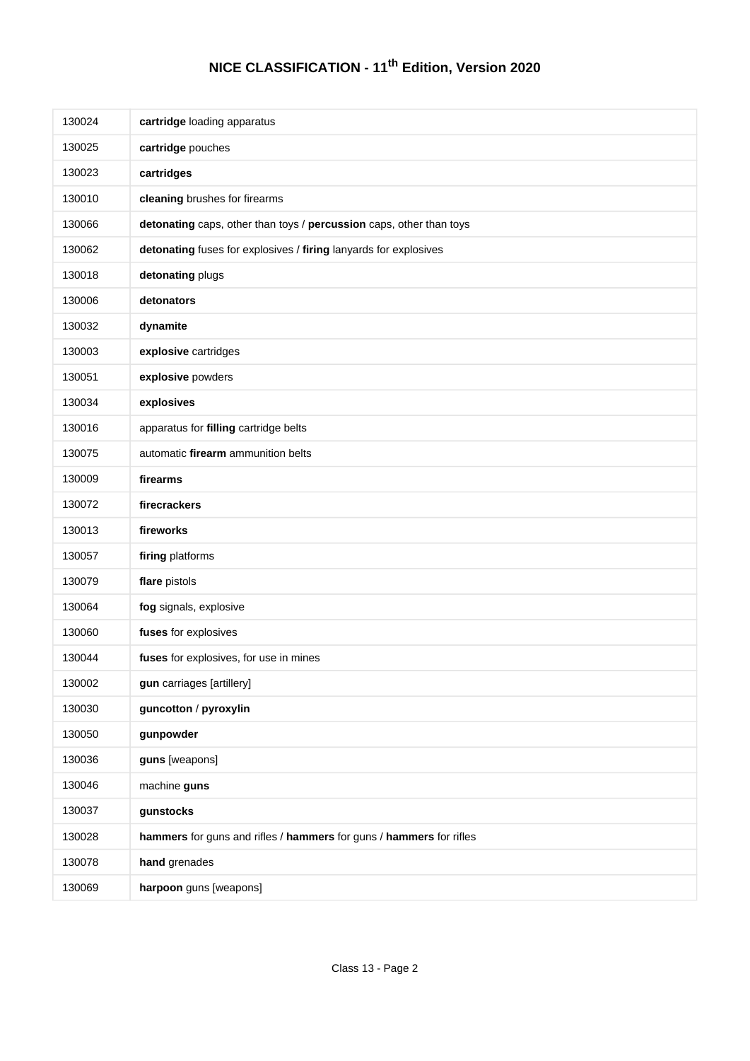# NICE CLASSIFICATION - 11th Edition, Version 2020

| | |
|---|---|
| 130024 | **cartridge** loading apparatus |
| 130025 | **cartridge** pouches |
| 130023 | **cartridges** |
| 130010 | **cleaning** brushes for firearms |
| 130066 | **detonating** caps, other than toys / **percussion** caps, other than toys |
| 130062 | **detonating** fuses for explosives / **firing** lanyards for explosives |
| 130018 | **detonating** plugs |
| 130006 | **detonators** |
| 130032 | **dynamite** |
| 130003 | **explosive** cartridges |
| 130051 | **explosive** powders |
| 130034 | **explosives** |
| 130016 | apparatus for **filling** cartridge belts |
| 130075 | automatic **firearm** ammunition belts |
| 130009 | **firearms** |
| 130072 | **firecrackers** |
| 130013 | **fireworks** |
| 130057 | **firing** platforms |
| 130079 | **flare** pistols |
| 130064 | **fog** signals, explosive |
| 130060 | **fuses** for explosives |
| 130044 | **fuses** for explosives, for use in mines |
| 130002 | **gun** carriages [artillery] |
| 130030 | **guncotton** / **pyroxylin** |
| 130050 | **gunpowder** |
| 130036 | **guns** [weapons] |
| 130046 | machine **guns** |
| 130037 | **gunstocks** |
| 130028 | **hammers** for guns and rifles / **hammers** for guns / **hammers** for rifles |
| 130078 | **hand** grenades |
| 130069 | **harpoon** guns [weapons] |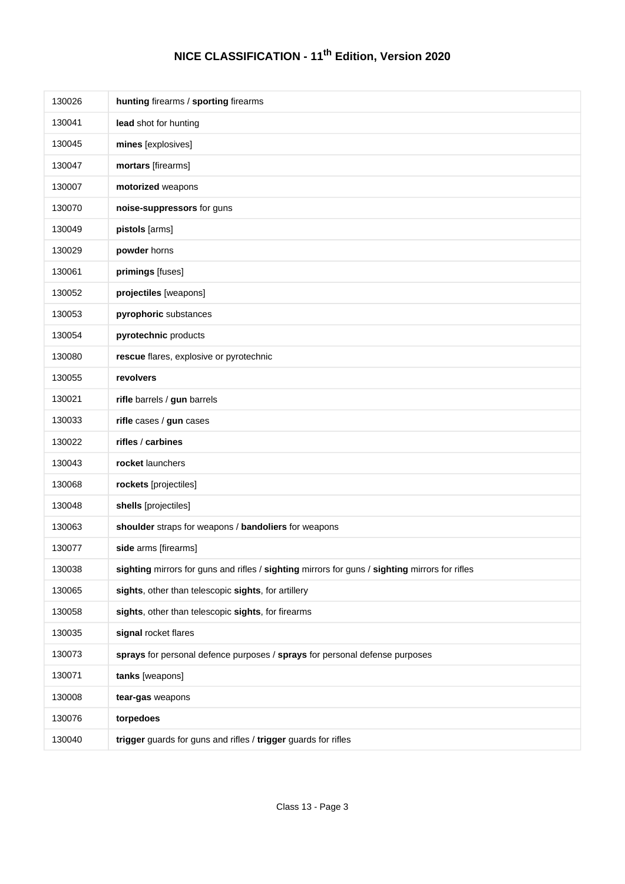# NICE CLASSIFICATION - 11th Edition, Version 2020

| | |
|---|---|
| 130026 | **hunting** firearms / **sporting** firearms |
| 130041 | **lead** shot for hunting |
| 130045 | **mines** [explosives] |
| 130047 | **mortars** [firearms] |
| 130007 | **motorized** weapons |
| 130070 | **noise-suppressors** for guns |
| 130049 | **pistols** [arms] |
| 130029 | **powder** horns |
| 130061 | **primings** [fuses] |
| 130052 | **projectiles** [weapons] |
| 130053 | **pyrophoric** substances |
| 130054 | **pyrotechnic** products |
| 130080 | **rescue** flares, explosive or pyrotechnic |
| 130055 | **revolvers** |
| 130021 | **rifle** barrels / **gun** barrels |
| 130033 | **rifle** cases / **gun** cases |
| 130022 | **rifles** / **carbines** |
| 130043 | **rocket** launchers |
| 130068 | **rockets** [projectiles] |
| 130048 | **shells** [projectiles] |
| 130063 | **shoulder** straps for weapons / **bandoliers** for weapons |
| 130077 | **side** arms [firearms] |
| 130038 | **sighting** mirrors for guns and rifles / **sighting** mirrors for guns / **sighting** mirrors for rifles |
| 130065 | **sights**, other than telescopic **sights**, for artillery |
| 130058 | **sights**, other than telescopic **sights**, for firearms |
| 130035 | **signal** rocket flares |
| 130073 | **sprays** for personal defence purposes / **sprays** for personal defense purposes |
| 130071 | **tanks** [weapons] |
| 130008 | **tear-gas** weapons |
| 130076 | **torpedoes** |
| 130040 | **trigger** guards for guns and rifles / **trigger** guards for rifles |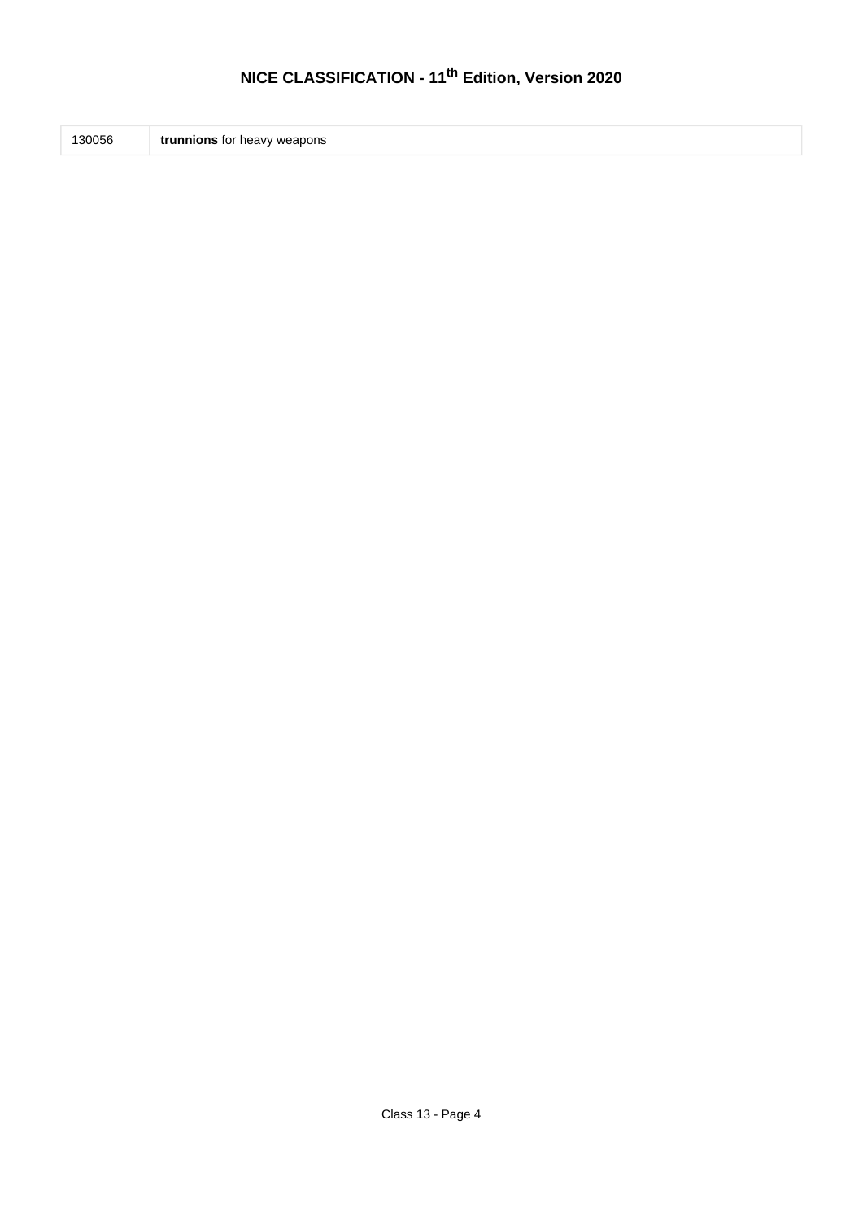| | |
|---|---|
| 130056 | **trunnions** for heavy weapons |